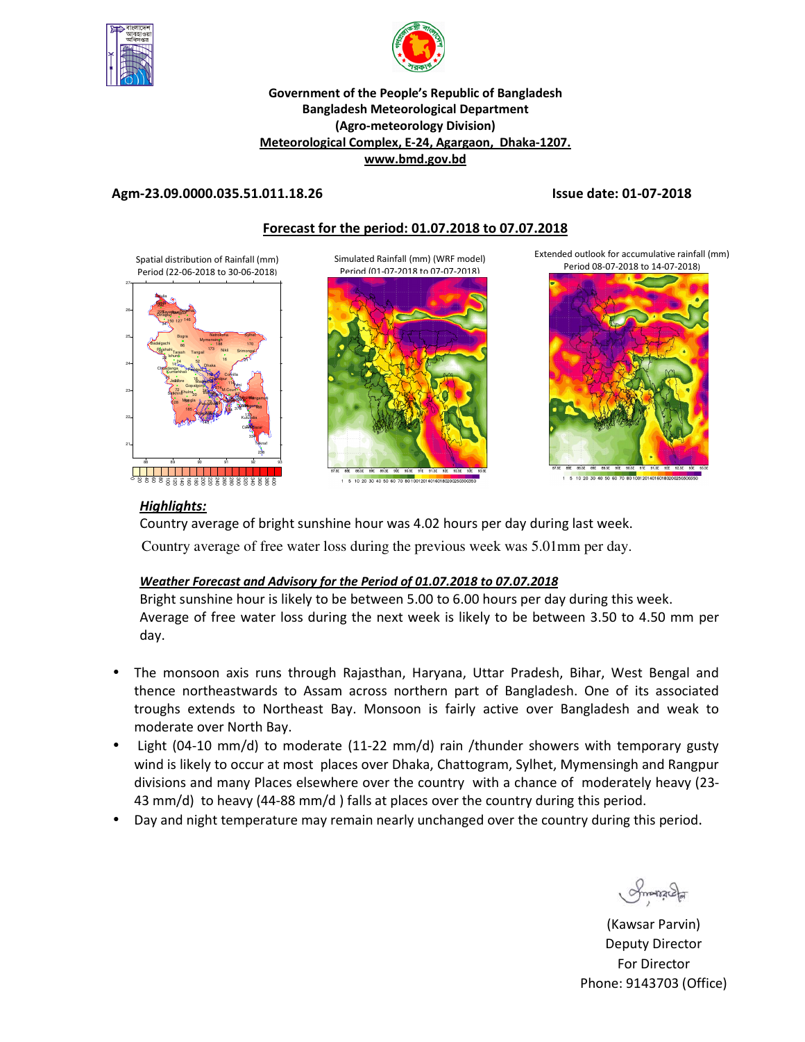**Government of the People's Republic of Bangladesh**
**Bangladesh Meteorological Department**
**(Agro-meteorology Division)**
**Meteorological Complex, E-24, Agargaon, Dhaka-1207.**
**www.bmd.gov.bd**

**Agm-23.09.0000.035.51.011.18.26** **Issue date: 01-07-2018**

## Forecast for the period: 01.07.2018 to 07.07.2018

Spatial distribution of Rainfall (mm) Period (22-06-2018 to 30-06-2018)

Simulated Rainfall (mm) (WRF model) Period (01-07-2018 to 07-07-2018)

Extended outlook for accumulative rainfall (mm) Period 08-07-2018 to 14-07-2018)

***Highlights:***

Country average of bright sunshine hour was 4.02 hours per day during last week.

Country average of free water loss during the previous week was 5.01mm per day.

***Weather Forecast and Advisory for the Period of 01.07.2018 to 07.07.2018***

Bright sunshine hour is likely to be between 5.00 to 6.00 hours per day during this week.

Average of free water loss during the next week is likely to be between 3.50 to 4.50 mm per day.

- The monsoon axis runs through Rajasthan, Haryana, Uttar Pradesh, Bihar, West Bengal and thence northeastwards to Assam across northern part of Bangladesh. One of its associated troughs extends to Northeast Bay. Monsoon is fairly active over Bangladesh and weak to moderate over North Bay.
- Light (04-10 mm/d) to moderate (11-22 mm/d) rain /thunder showers with temporary gusty wind is likely to occur at most places over Dhaka, Chattogram, Sylhet, Mymensingh and Rangpur divisions and many Places elsewhere over the country with a chance of moderately heavy (23-43 mm/d) to heavy (44-88 mm/d ) falls at places over the country during this period.
- Day and night temperature may remain nearly unchanged over the country during this period.

(Kawsar Parvin)
Deputy Director
For Director
Phone: 9143703 (Office)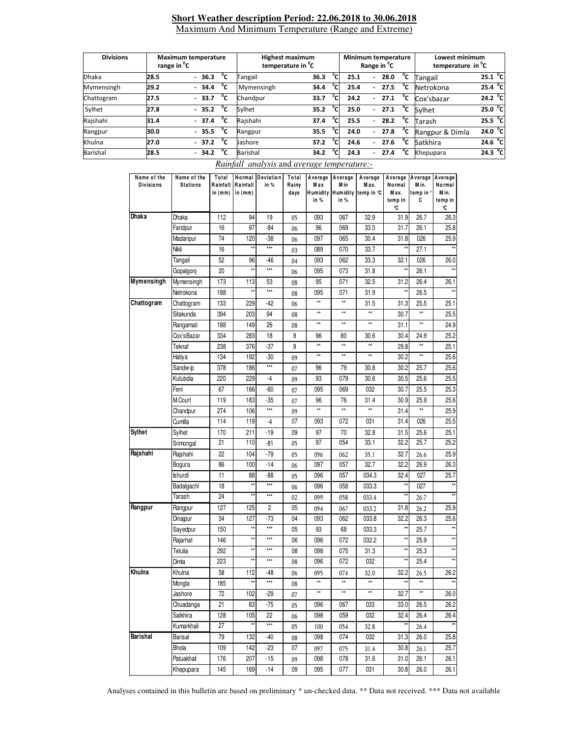## Short Weather description Period: 22.06.2018 to 30.06.2018

Maximum And Minimum Temperature (Range and Extreme)

| Divisions | Maximum temperature range in °C | Highest maximum temperature in °C | | Minimum temperature Range in °C | Lowest minimum temperature in °C | |
|---|---|---|---|---|---|---|
| Dhaka | 28.5 - 36.3 °C | Tangail | 36.3 °C | 25.1 - 28.0 °C | Tangail | 25.1 °C |
| Mymensingh | 29.2 - 34.4 °C | Mymensingh | 34.4 °C | 25.4 - 27.5 °C | Netrokona | 25.4 °C |
| Chattogram | 27.5 - 33.7 °C | Chandpur | 33.7 °C | 24.2 - 27.1 °C | Cox'sbazar | 24.2 °C |
| Sylhet | 27.8 - 35.2 °C | Sylhet | 35.2 °C | 25.0 - 27.1 °C | Sylhet | 25.0 °C |
| Rajshahi | 31.4 - 37.4 °C | Rajshahi | 37.4 °C | 25.5 - 28.2 °C | Tarash | 25.5 °C |
| Rangpur | 30.0 - 35.5 °C | Rangpur | 35.5 °C | 24.0 - 27.8 °C | Rangpur & Dimla | 24.0 °C |
| Khulna | 27.0 - 37.2 °C | Jashore | 37.2 °C | 24.6 - 27.6 °C | Satkhira | 24.6 °C |
| Barishal | 28.5 - 34.2 °C | Barishal | 34.2 °C | 24.3 - 27.4 °C | Khepupara | 24.3 °C |

*Rainfall analysis* and *average temperature:-*

| Name of the Divisions | Name of the Stations | Total Rainfall in (mm) | Normal Rainfall in (mm) | Deviation in % | Total Rainy days | Average Max Humidity in % | Average Min Humidity in % | Average Max. temp in °C | Average Normal Max. temp in °C | Average Min. temp in °C | Average Normal Min. temp in °C |
|---|---|---|---|---|---|---|---|---|---|---|---|
| Dhaka | Dhaka | 112 | 94 | 19 | 05 | 093 | 067 | 32.9 | 31.9 | 26.7 | 26.3 |
| | Faridpur | 16 | 97 | -84 | 06 | 96 | 069 | 33.0 | 31.7 | 26.1 | 25.8 |
| | Madaripur | 74 | 120 | -38 | 06 | 097 | 065 | 30.4 | 31.8 | 026 | 25.9 |
| | Nikli | 16 | ** | *** | 03 | 089 | 070 | 33.7 | ** | 27.1 | ** |
| | Tangail | 52 | 96 | -46 | 04 | 093 | 062 | 33.3 | 32.1 | 026 | 26.0 |
| | Gopalgonj | 20 | ** | *** | 06 | 095 | 073 | 31.8 | ** | 26.1 | ** |
| Mymensingh | Mymensingh | 173 | 113 | 53 | 08 | 95 | 071 | 32.5 | 31.2 | 26.4 | 26.1 |
| | Netrokona | 188 | ** | *** | 08 | 095 | 071 | 31.9 | ** | 26.5 | ** |
| Chattogram | Chattogram | 133 | 229 | -42 | 06 | ** | ** | 31.5 | 31.3 | 25.5 | 25.1 |
| | Sitakunda | 394 | 203 | 94 | 08 | ** | ** | ** | 30.7 | ** | 25.5 |
| | Rangamati | 188 | 149 | 26 | 08 | ** | ** | ** | 31.1 | ** | 24.9 |
| | Cox'sBazar | 334 | 283 | 18 | 9 | 96 | 80 | 30.6 | 30.4 | 24.9 | 25.2 |
| | Teknaf | 238 | 376 | -37 | 9 | ** | ** | ** | 29.8 | ** | 25.1 |
| | Hatiya | 134 | 192 | -30 | 09 | ** | ** | ** | 30.2 | ** | 25.6 |
| | Sandwip | 378 | 186 | *** | 07 | 96 | 79 | 30.8 | 30.2 | 25.7 | 25.6 |
| | Kutubdia | 220 | 229 | -4 | 09 | 93 | 079 | 30.6 | 30.5 | 25.6 | 25.5 |
| | Feni | 67 | 166 | -60 | 07 | 095 | 069 | 032 | 30.7 | 25.5 | 25.3 |
| | M.Court | 119 | 183 | -35 | 07 | 96 | 76 | 31.4 | 30.9 | 25.9 | 25.6 |
| | Chandpur | 274 | 106 | *** | 09 | ** | ** | ** | 31.4 | ** | 25.9 |
| | Cumilla | 114 | 119 | -4 | 07 | 093 | 072 | 031 | 31.4 | 026 | 25.5 |
| Sylhet | Sylhet | 170 | 211 | -19 | 09 | 97 | 70 | 32.8 | 31.5 | 25.6 | 25.1 |
| | Srimongal | 21 | 110 | -81 | 05 | 97 | 054 | 33.1 | 32.2 | 25.7 | 25.2 |
| Rajshahi | Rajshahi | 22 | 104 | -79 | 05 | 096 | 062 | 35.1 | 32.7 | 26.6 | 25.9 |
| | Bogura | 86 | 100 | -14 | 06 | 097 | 057 | 32.7 | 32.2 | 26.9 | 26.3 |
| | Ishurdi | 11 | 88 | -88 | 05 | 096 | 057 | 034.3 | 32.4 | 027 | 25.7 |
| | Badalgachi | 18 | ** | *** | 06 | 096 | 058 | 033.3 | ** | 027 | ** |
| | Tarash | 24 | ** | *** | 02 | 099 | 058 | 033.4 | ** | 26.7 | ** |
| Rangpur | Rangpur | 127 | 125 | 2 | 05 | 094 | 067 | 033.2 | 31.8 | 26.2 | 25.9 |
| | Dinajpur | 34 | 127 | -73 | 04 | 093 | 062 | 033.8 | 32.2 | 26.3 | 25.6 |
| | Sayedpur | 150 | ** | *** | 05 | 93 | 68 | 033.3 | ** | 25.7 | ** |
| | Rajarhat | 146 | ** | *** | 06 | 096 | 072 | 032.2 | ** | 25.9 | ** |
| | Tetulia | 292 | ** | *** | 08 | 098 | 075 | 31.3 | ** | 25.3 | ** |
| | Dimla | 223 | ** | *** | 08 | 096 | 072 | 032 | ** | 25.4 | ** |
| Khulna | Khulna | 58 | 112 | -48 | 06 | 095 | 074 | 32.0 | 32.2 | 26.5 | 26.2 |
| | Mongla | 185 | ** | *** | 08 | ** | ** | ** | ** | ** | ** |
| | Jashore | 72 | 102 | -29 | 07 | ** | ** | ** | 32.7 | ** | 26.0 |
| | Chuadanga | 21 | 83 | -75 | 05 | 096 | 067 | 033 | 33.0 | 26.5 | 26.2 |
| | Satkhira | 128 | 105 | 22 | 06 | 098 | 059 | 032 | 32.4 | 26.4 | 26.4 |
| | Kumarkhali | 27 | ** | *** | 05 | 100 | 054 | 32.8 | ** | 26.4 | ** |
| Barishal | Barisal | 79 | 132 | -40 | 08 | 098 | 074 | 032 | 31.3 | 26.0 | 25.8 |
| | Bhola | 109 | 142 | -23 | 07 | 097 | 075 | 31.4 | 30.8 | 26.1 | 25.7 |
| | Patuakhali | 176 | 207 | -15 | 09 | 098 | 078 | 31.6 | 31.0 | 26.1 | 26.1 |
| | Khepupara | 145 | 169 | -14 | 09 | 095 | 077 | 031 | 30.8 | 26.0 | 26.1 |

Analyses contained in this bulletin are based on preliminary * un-checked data. ** Data not received. *** Data not available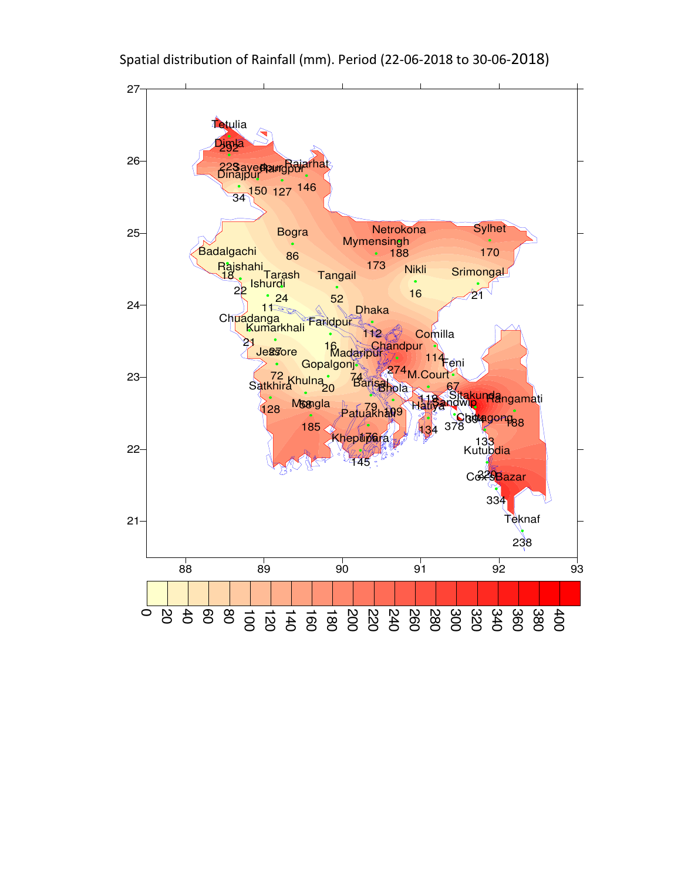Spatial distribution of Rainfall (mm). Period (22-06-2018 to 30-06-2018)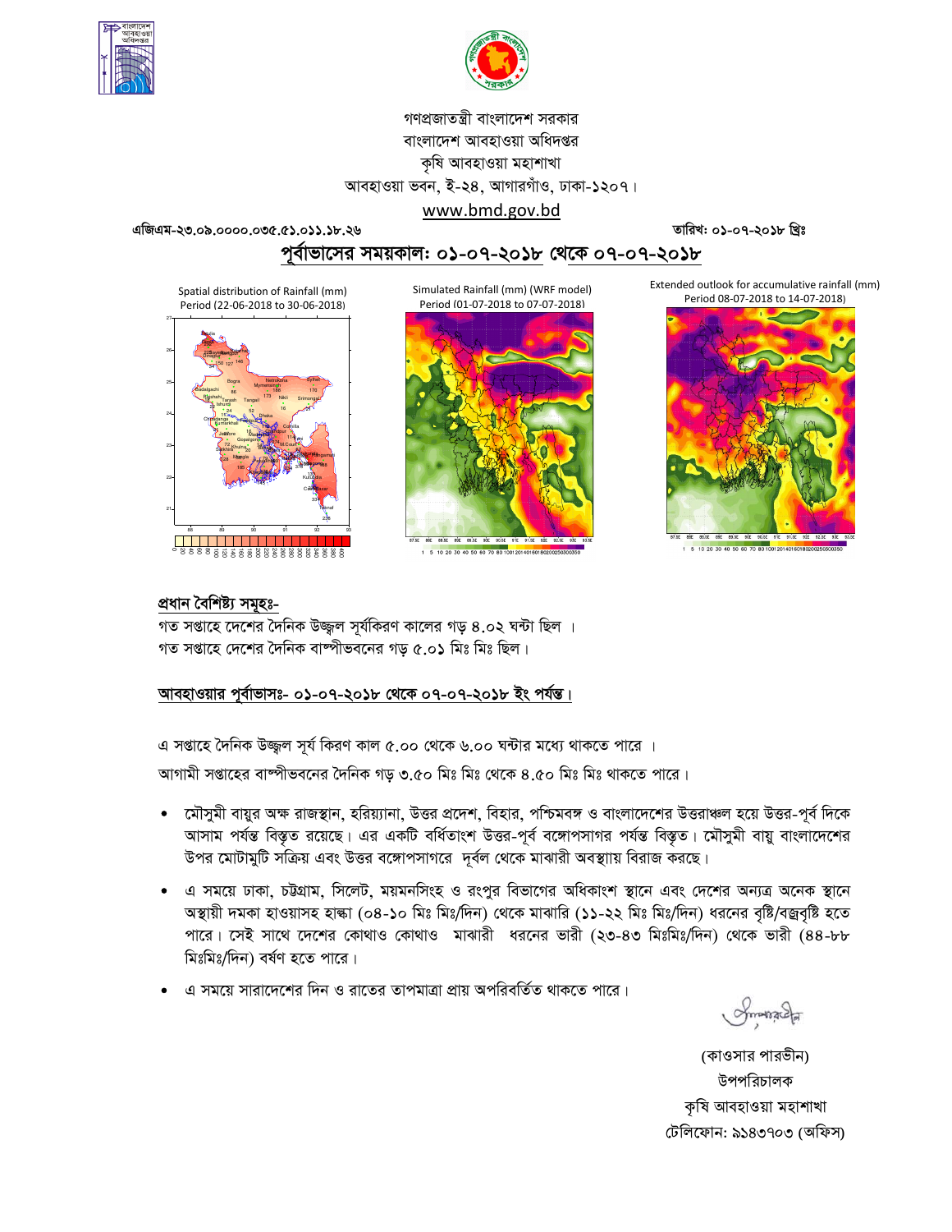গণপ্রজাতন্ত্রী বাংলাদেশ সরকার
বাংলাদেশ আবহাওয়া অধিদপ্তর
কৃষি আবহাওয়া মহাশাখা
আবহাওয়া ভবন, ই-২৪, আগারগাঁও, ঢাকা-১২০৭।
www.bmd.gov.bd

এজিএম-২৩.০৯.০০০০.০৩৫.৫১.০১১.১৮.২৬ তারিখ: ০১-০৭-২০১৮ খ্রিঃ

## পূর্বাভাসের সময়কাল: ০১-০৭-২০১৮ থেকে ০৭-০৭-২০১৮

Spatial distribution of Rainfall (mm) Period (22-06-2018 to 30-06-2018)

Simulated Rainfall (mm) (WRF model) Period (01-07-2018 to 07-07-2018)

Extended outlook for accumulative rainfall (mm) Period 08-07-2018 to 14-07-2018)

### প্রধান বৈশিষ্ট্য সমূহঃ-

গত সপ্তাহে দেশের দৈনিক উজ্জ্বল সূর্যকিরণ কালের গড় ৪.০২ ঘন্টা ছিল ।
গত সপ্তাহে দেশের দৈনিক বাষ্পীভবনের গড় ৫.০১ মিঃ মিঃ ছিল।

### আবহাওয়ার পূর্বাভাসঃ- ০১-০৭-২০১৮ থেকে ০৭-০৭-২০১৮ ইং পর্যন্ত।

এ সপ্তাহে দৈনিক উজ্জ্বল সূর্য কিরণ কাল ৫.০০ থেকে ৬.০০ ঘন্টার মধ্যে থাকতে পারে ।

আগামী সপ্তাহের বাষ্পীভবনের দৈনিক গড় ৩.৫০ মিঃ মিঃ থেকে ৪.৫০ মিঃ মিঃ থাকতে পারে।

- মৌসুমী বায়ুর অক্ষ রাজস্থান, হরিয়ানা, উত্তর প্রদেশ, বিহার, পশ্চিমবঙ্গ ও বাংলাদেশের উত্তরাঞ্চল হয়ে উত্তর-পূর্ব দিকে আসাম পর্যন্ত বিস্তৃত রয়েছে। এর একটি বর্ধিতাংশ উত্তর-পূর্ব বঙ্গোপসাগর পর্যন্ত বিস্তৃত। মৌসুমী বায়ু বাংলাদেশের উপর মোটামুটি সক্রিয় এবং উত্তর বঙ্গোপসাগরে দূর্বল থেকে মাঝারী অবস্থায় বিরাজ করছে।
- এ সময়ে ঢাকা, চট্টগ্রাম, সিলেট, ময়মনসিংহ ও রংপুর বিভাগের অধিকাংশ স্থানে এবং দেশের অন্যত্র অনেক স্থানে অস্থায়ী দমকা হাওয়াসহ হাল্কা (০৪-১০ মিঃ মিঃ/দিন) থেকে মাঝারি (১১-২২ মিঃ মিঃ/দিন) ধরনের বৃষ্টি/বজ্রবৃষ্টি হতে পারে। সেই সাথে দেশের কোথাও কোথাও মাঝারী ধরনের ভারী (২৩-৪৩ মিঃমিঃ/দিন) থেকে ভারী (৪৪-৮৮ মিঃমিঃ/দিন) বর্ষণ হতে পারে।
- এ সময়ে সারাদেশের দিন ও রাতের তাপমাত্রা প্রায় অপরিবর্তিত থাকতে পারে।

(কাওসার পারভীন)
উপপরিচালক
কৃষি আবহাওয়া মহাশাখা
টেলিফোন: ৯১৪৩৭০৩ (অফিস)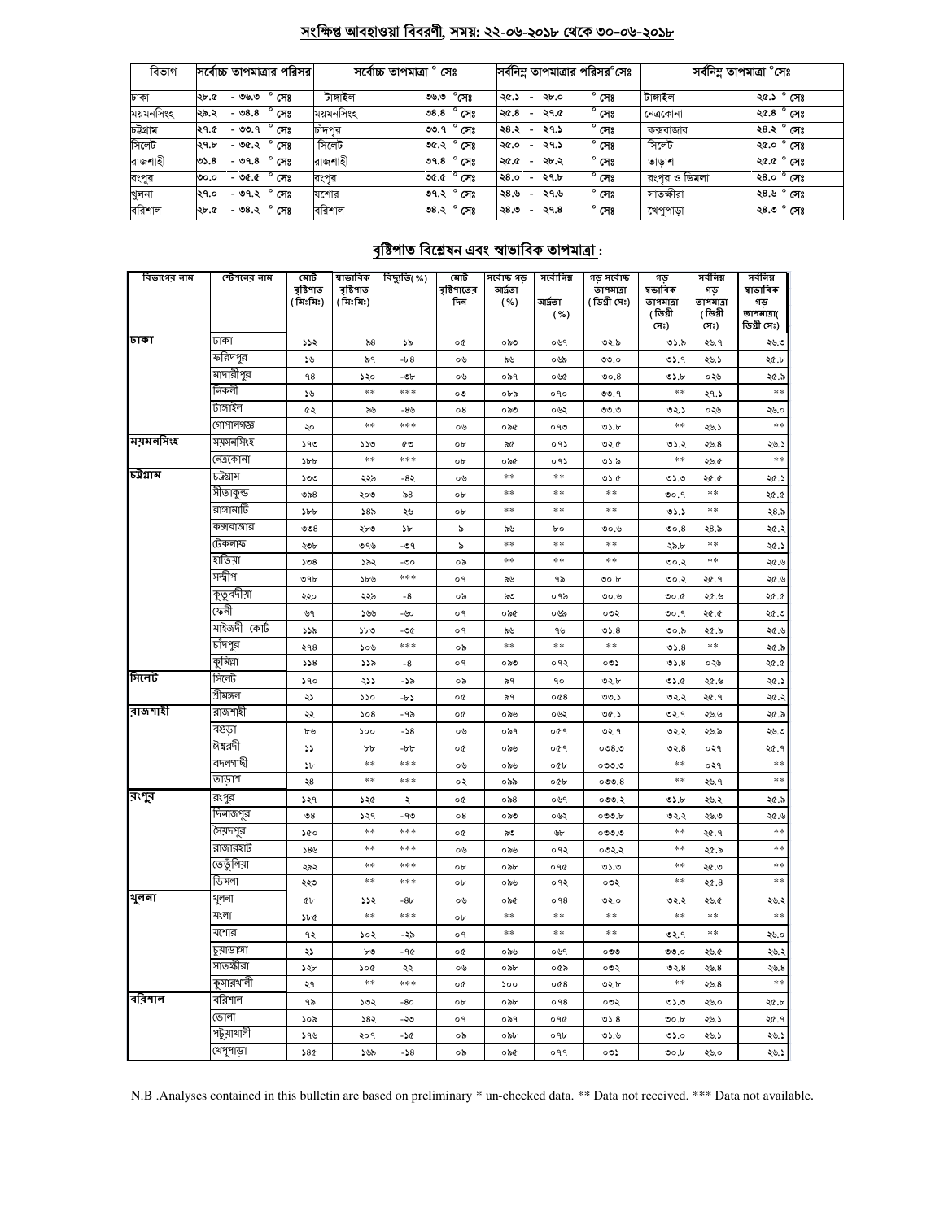## সংক্ষিপ্ত আবহাওয়া বিবরণী, সময়: ২২-০৬-২০১৮ থেকে ৩০-০৬-২০১৮

| বিভাগ | সর্বোচ্চ তাপমাত্রার পরিসর | সর্বোচ্চ তাপমাত্রা ° সেঃ | | সর্বনিম্ন তাপমাত্রার পরিসর°সেঃ | সর্বনিম্ন তাপমাত্রা °সেঃ | |
|---|---|---|---|---|---|---|
| ঢাকা | ২৮.৫ - ৩৬.৩ ° সেঃ | টাঙ্গাইল | ৩৬.৩ °সেঃ | ২৫.১ - ২৮.০ ° সেঃ | টাঙ্গাইল | ২৫.১ ° সেঃ |
| ময়মনসিংহ | ২৯.২ - ৩৪.৪ ° সেঃ | ময়মনসিংহ | ৩৪.৪ ° সেঃ | ২৫.৪ - ২৭.৫ ° সেঃ | নেত্রকোনা | ২৫.৪ ° সেঃ |
| চট্টগ্রাম | ২৭.৫ - ৩৩.৭ ° সেঃ | চাঁদপুর | ৩৩.৭ ° সেঃ | ২৪.২ - ২৭.১ ° সেঃ | কক্সবাজার | ২৪.২ ° সেঃ |
| সিলেট | ২৭.৮ - ৩৫.২ ° সেঃ | সিলেট | ৩৫.২ ° সেঃ | ২৫.০ - ২৭.১ ° সেঃ | সিলেট | ২৫.০ ° সেঃ |
| রাজশাহী | ৩১.৪ - ৩৭.৪ ° সেঃ | রাজশাহী | ৩৭.৪ ° সেঃ | ২৫.৫ - ২৮.২ ° সেঃ | তাড়াশ | ২৫.৫ ° সেঃ |
| রংপুর | ৩০.০ - ৩৫.৫ ° সেঃ | রংপুর | ৩৫.৫ ° সেঃ | ২৪.০ - ২৭.৮ ° সেঃ | রংপুর ও ডিমলা | ২৪.০ ° সেঃ |
| খুলনা | ২৭.০ - ৩৭.২ ° সেঃ | যশোর | ৩৭.২ ° সেঃ | ২৪.৬ - ২৭.৬ ° সেঃ | সাতক্ষীরা | ২৪.৬ ° সেঃ |
| বরিশাল | ২৮.৫ - ৩৪.২ ° সেঃ | বরিশাল | ৩৪.২ ° সেঃ | ২৪.৩ - ২৭.৪ ° সেঃ | খেপুপাড়া | ২৪.৩ ° সেঃ |

## বৃষ্টিপাত বিশ্লেষন এবং স্বাভাবিক তাপমাত্রা :

| বিভাগের নাম | স্টেশনের নাম | মোট বৃষ্টিপাত (মিঃমিঃ) | স্বাভাবিক বৃষ্টিপাত (মিঃমিঃ) | বিচ্যুতি(%) | মোট বৃষ্টিপাতের দিন | সর্বোচ্চ গড় আর্দ্রতা (%) | সর্বোনিম্ন আর্দ্রতা (%) | গড় সর্বোচ্চ তাপমাত্রা (ডিগ্রী সেঃ) | গড় স্বাভাবিক তাপমাত্রা (ডিগ্রী সেঃ) | সর্বনিম্ন গড় তাপমাত্রা (ডিগ্রী সেঃ) | সর্বনিম্ন স্বাভাবিক গড় তাপমাত্রা( ডিগ্রী সেঃ) |
|---|---|---|---|---|---|---|---|---|---|---|---|
| ঢাকা | ঢাকা | ১১২ | ৯৪ | ১৯ | ০৫ | ০৯৩ | ০৬৭ | ৩২.৯ | ৩১.৯ | ২৬.৭ | ২৬.৩ |
| | ফরিদপুর | ১৬ | ৯৭ | -৮৪ | ০৬ | ৯৬ | ০৬৯ | ৩৩.০ | ৩১.৭ | ২৬.১ | ২৫.৮ |
| | মাদারীপুর | ৭৪ | ১২০ | -৩৮ | ০৬ | ০৯৭ | ০৬৫ | ৩০.৪ | ৩১.৮ | ০২৬ | ২৫.৯ |
| | নিকলী | ১৬ | ** | *** | ০৩ | ০৮৯ | ০৭০ | ৩৩.৭ | ** | ২৭.১ | ** |
| | টাঙ্গাইল | ৫২ | ৯৬ | -৪৬ | ০৪ | ০৯৩ | ০৬২ | ৩৩.৩ | ৩২.১ | ০২৬ | ২৬.০ |
| | গোপালগঞ্জ | ২০ | ** | *** | ০৬ | ০৯৫ | ০৭৩ | ৩১.৮ | ** | ২৬.১ | ** |
| ময়মনসিংহ | ময়মনসিংহ | ১৭৩ | ১১৩ | ৫৩ | ০৮ | ৯৫ | ০৭১ | ৩২.৫ | ৩১.২ | ২৬.৪ | ২৬.১ |
| | নেত্রকোনা | ১৮৮ | ** | *** | ০৮ | ০৯৫ | ০৭১ | ৩১.৯ | ** | ২৬.৫ | ** |
| চট্টগ্রাম | চট্টগ্রাম | ১৩৩ | ২২৯ | -৪২ | ০৬ | ** | ** | ৩১.৫ | ৩১.৩ | ২৫.৫ | ২৫.১ |
| | সীতাকুন্ড | ৩৯৪ | ২০৩ | ৯৪ | ০৮ | ** | ** | ** | ৩০.৭ | ** | ২৫.৫ |
| | রাঙ্গামাটি | ১৮৮ | ১৪৯ | ২৬ | ০৮ | ** | ** | ** | ৩১.১ | ** | ২৪.৯ |
| | কক্সবাজার | ৩৩৪ | ২৮৩ | ১৮ | ৯ | ৯৬ | ৮০ | ৩০.৬ | ৩০.৪ | ২৪.৯ | ২৫.২ |
| | টেকনাফ | ২৩৮ | ৩৭৬ | -৩৭ | ৯ | ** | ** | ** | ২৯.৮ | ** | ২৫.১ |
| | হাতিয়া | ১৩৪ | ১৯২ | -৩০ | ০৯ | ** | ** | ** | ৩০.২ | ** | ২৫.৬ |
| | সন্দ্বীপ | ৩৭৮ | ১৮৬ | *** | ০৭ | ৯৬ | ৭৯ | ৩০.৮ | ৩০.২ | ২৫.৭ | ২৫.৬ |
| | কুতুবদীয়া | ২২০ | ২২৯ | -৪ | ০৯ | ৯৩ | ০৭৯ | ৩০.৬ | ৩০.৫ | ২৫.৬ | ২৫.৫ |
| | ফেনী | ৬৭ | ১৬৬ | -৬০ | ০৭ | ০৯৫ | ০৬৯ | ০৩২ | ৩০.৭ | ২৫.৫ | ২৫.৩ |
| | মাইজদী কোর্ট | ১১৯ | ১৮৩ | -৩৫ | ০৭ | ৯৬ | ৭৬ | ৩১.৪ | ৩০.৯ | ২৫.৯ | ২৫.৬ |
| | চাঁদপুর | ২৭৪ | ১০৬ | *** | ০৯ | ** | ** | ** | ৩১.৪ | ** | ২৫.৯ |
| | কুমিল্লা | ১১৪ | ১১৯ | -৪ | ০৭ | ০৯৩ | ০৭২ | ০৩১ | ৩১.৪ | ০২৬ | ২৫.৫ |
| সিলেট | সিলেট | ১৭০ | ২১১ | -১৯ | ০৯ | ৯৭ | ৭০ | ৩২.৮ | ৩১.৫ | ২৫.৬ | ২৫.১ |
| | শ্রীমঙ্গল | ২১ | ১১০ | -৮১ | ০৫ | ৯৭ | ০৫৪ | ৩৩.১ | ৩২.২ | ২৫.৭ | ২৫.২ |
| রাজশাহী | রাজশাহী | ২২ | ১০৪ | -৭৯ | ০৫ | ০৯৬ | ০৬২ | ৩৫.১ | ৩২.৭ | ২৬.৬ | ২৫.৯ |
| | বগুড়া | ৮৬ | ১০০ | -১৪ | ০৬ | ০৯৭ | ০৫৭ | ৩২.৭ | ৩২.২ | ২৬.৯ | ২৬.৩ |
| | ঈশ্বরদী | ১১ | ৮৮ | -৮৮ | ০৫ | ০৯৬ | ০৫৭ | ০৩৪.৩ | ৩২.৪ | ০২৭ | ২৫.৭ |
| | বদলগাছী | ১৮ | ** | *** | ০৬ | ০৯৬ | ০৫৮ | ০৩৩.৩ | ** | ০২৭ | ** |
| | তাড়াশ | ২৪ | ** | *** | ০২ | ০৯৯ | ০৫৮ | ০৩৩.৪ | ** | ২৬.৭ | ** |
| রংপুর | রংপুর | ১২৭ | ১২৫ | ২ | ০৫ | ০৯৪ | ০৬৭ | ০৩৩.২ | ৩১.৮ | ২৬.২ | ২৫.৯ |
| | দিনাজপুর | ৩৪ | ১২৭ | -৭৩ | ০৪ | ০৯৩ | ০৬২ | ০৩৩.৮ | ৩২.২ | ২৬.৩ | ২৫.৬ |
| | সৈয়দপুর | ১৫০ | ** | *** | ০৫ | ৯৩ | ৬৮ | ০৩৩.৩ | ** | ২৫.৭ | ** |
| | রাজারহাট | ১৪৬ | ** | *** | ০৬ | ০৯৬ | ০৭২ | ০৩২.২ | ** | ২৫.৯ | ** |
| | তেতুঁলিয়া | ২৯২ | ** | *** | ০৮ | ০৯৮ | ০৭৫ | ৩১.৩ | ** | ২৫.৩ | ** |
| | ডিমলা | ২২৩ | ** | *** | ০৮ | ০৯৬ | ০৭২ | ০৩২ | ** | ২৫.৪ | ** |
| খুলনা | খুলনা | ৫৮ | ১১২ | -৪৮ | ০৬ | ০৯৫ | ০৭৪ | ৩২.০ | ৩২.২ | ২৬.৫ | ২৬.২ |
| | মংলা | ১৮৫ | ** | *** | ০৮ | ** | ** | ** | ** | ** | ** |
| | যশোর | ৭২ | ১০২ | -২৯ | ০৭ | ** | ** | ** | ৩২.৭ | ** | ২৬.০ |
| | চুয়াডাঙ্গা | ২১ | ৮৩ | -৭৫ | ০৫ | ০৯৬ | ০৬৭ | ০৩৩ | ৩৩.০ | ২৬.৫ | ২৬.২ |
| | সাতক্ষীরা | ১২৮ | ১০৫ | ২২ | ০৬ | ০৯৮ | ০৫৯ | ০৩২ | ৩২.৪ | ২৬.৪ | ২৬.৪ |
| | কুমারখালী | ২৭ | ** | *** | ০৫ | ১০০ | ০৫৪ | ৩২.৮ | ** | ২৬.৪ | ** |
| বরিশাল | বরিশাল | ৭৯ | ১৩২ | -৪০ | ০৮ | ০৯৮ | ০৭৪ | ০৩২ | ৩১.৩ | ২৬.০ | ২৫.৮ |
| | ভোলা | ১০৯ | ১৪২ | -২৩ | ০৭ | ০৯৭ | ০৭৫ | ৩১.৪ | ৩০.৮ | ২৬.১ | ২৫.৭ |
| | পটুয়াখালী | ১৭৬ | ২০৭ | -১৫ | ০৯ | ০৯৮ | ০৭৮ | ৩১.৬ | ৩১.০ | ২৬.১ | ২৬.১ |
| | খেপুপাড়া | ১৪৫ | ১৬৯ | -১৪ | ০৯ | ০৯৫ | ০৭৭ | ০৩১ | ৩০.৮ | ২৬.০ | ২৬.১ |

N.B .Analyses contained in this bulletin are based on preliminary * un-checked data. ** Data not received. *** Data not available.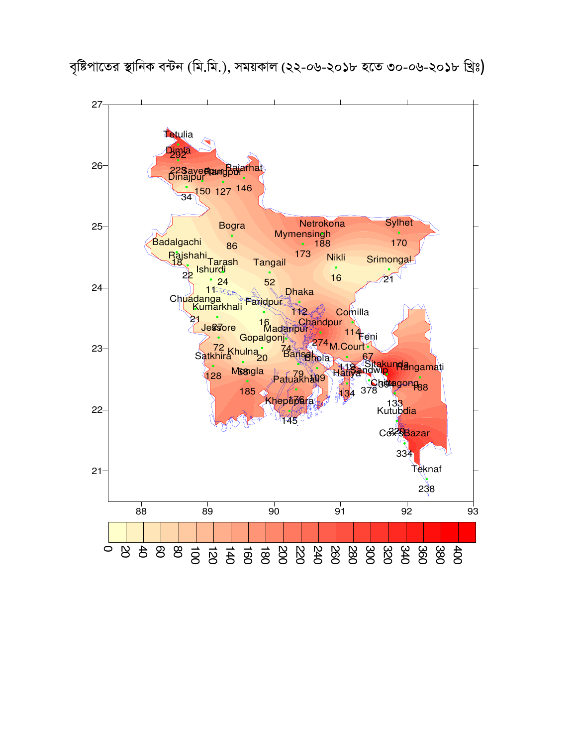বৃষ্টিপাতের স্থানিক বন্টন (মি.মি.), সময়কাল (২২-০৬-২০১৮ হতে ৩০-০৬-২০১৮ খ্রিঃ)

27
26
25
24
23
22
21

88
89
90
91
92
93

Tetulia
Dimla
292
223
Sayedpur
Rangpur
Rajarhat
Dinajpur
150
127
146
34
Bogra
86
Netrokona
Mymensingh
188
173
Sylhet
170
Badalgachi
Rajshahi
18
22
Tarash
Ishurdi
24
11
Tangail
52
Nikli
16
Srimongal
21
Dhaka
Chuadanga
Kumarkhali
21
Faridpur
112
Comilla
16
Chandpur
Madaripur
114
Jessore
27
Gopalgonj
274
Feni
72
74
M.Court
Satkhira
Khulna
20
Barisal
Bhola
67
128
Mongla
68
79
109
118
Hatiya
Sandwip
Sitakunda
Rangamati
Patuakhali
134
378
394
Chittagong
188
185
Khepupara
176
133
145
Kutubdia
220
CoxsBazar
334
Teknaf
238

0
20
40
60
80
100
120
140
160
180
200
220
240
260
280
300
320
340
360
380
400